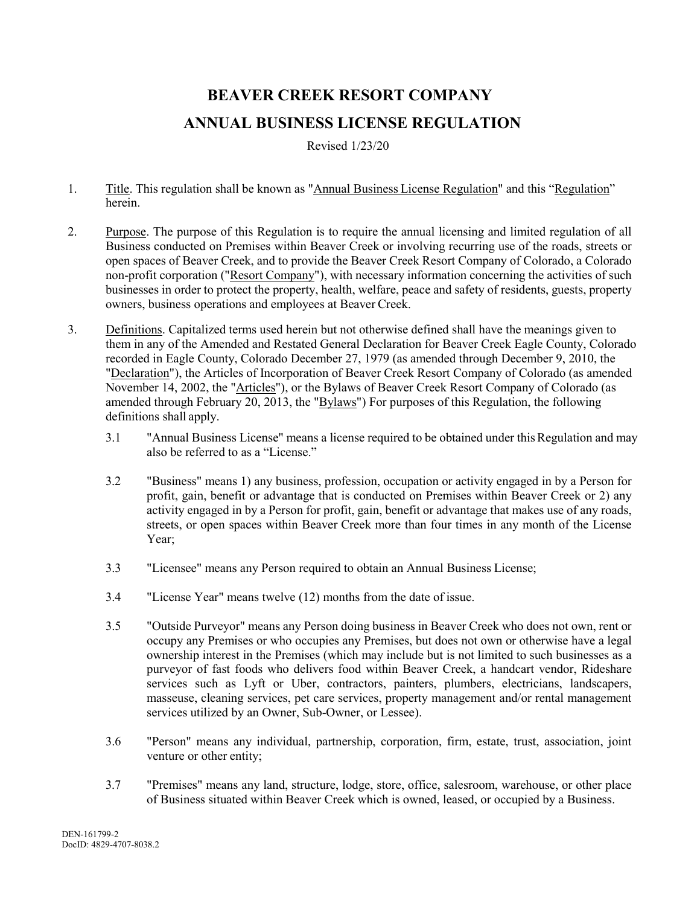# BEAVER CREEK RESORT COMPANY

## ANNUAL BUSINESS LICENSE REGULATION

Revised 1/23/20

1. Title. This regulation shall be known as "Annual Business License Regulation" and this "Regulation" herein.

2. Purpose. The purpose of this Regulation is to require the annual licensing and limited regulation of all Business conducted on Premises within Beaver Creek or involving recurring use of the roads, streets or open spaces of Beaver Creek, and to provide the Beaver Creek Resort Company of Colorado, a Colorado non-profit corporation ("Resort Company"), with necessary information concerning the activities of such businesses in order to protect the property, health, welfare, peace and safety of residents, guests, property owners, business operations and employees at Beaver Creek.

3. Definitions. Capitalized terms used herein but not otherwise defined shall have the meanings given to them in any of the Amended and Restated General Declaration for Beaver Creek Eagle County, Colorado recorded in Eagle County, Colorado December 27, 1979 (as amended through December 9, 2010, the "Declaration"), the Articles of Incorporation of Beaver Creek Resort Company of Colorado (as amended November 14, 2002, the "Articles"), or the Bylaws of Beaver Creek Resort Company of Colorado (as amended through February 20, 2013, the "Bylaws") For purposes of this Regulation, the following definitions shall apply.

   3.1 "Annual Business License" means a license required to be obtained under this Regulation and may also be referred to as a "License."

   3.2 "Business" means 1) any business, profession, occupation or activity engaged in by a Person for profit, gain, benefit or advantage that is conducted on Premises within Beaver Creek or 2) any activity engaged in by a Person for profit, gain, benefit or advantage that makes use of any roads, streets, or open spaces within Beaver Creek more than four times in any month of the License Year;

   3.3 "Licensee" means any Person required to obtain an Annual Business License;

   3.4 "License Year" means twelve (12) months from the date of issue.

   3.5 "Outside Purveyor" means any Person doing business in Beaver Creek who does not own, rent or occupy any Premises or who occupies any Premises, but does not own or otherwise have a legal ownership interest in the Premises (which may include but is not limited to such businesses as a purveyor of fast foods who delivers food within Beaver Creek, a handcart vendor, Rideshare services such as Lyft or Uber, contractors, painters, plumbers, electricians, landscapers, masseuse, cleaning services, pet care services, property management and/or rental management services utilized by an Owner, Sub-Owner, or Lessee).

   3.6 "Person" means any individual, partnership, corporation, firm, estate, trust, association, joint venture or other entity;

   3.7 "Premises" means any land, structure, lodge, store, office, salesroom, warehouse, or other place of Business situated within Beaver Creek which is owned, leased, or occupied by a Business.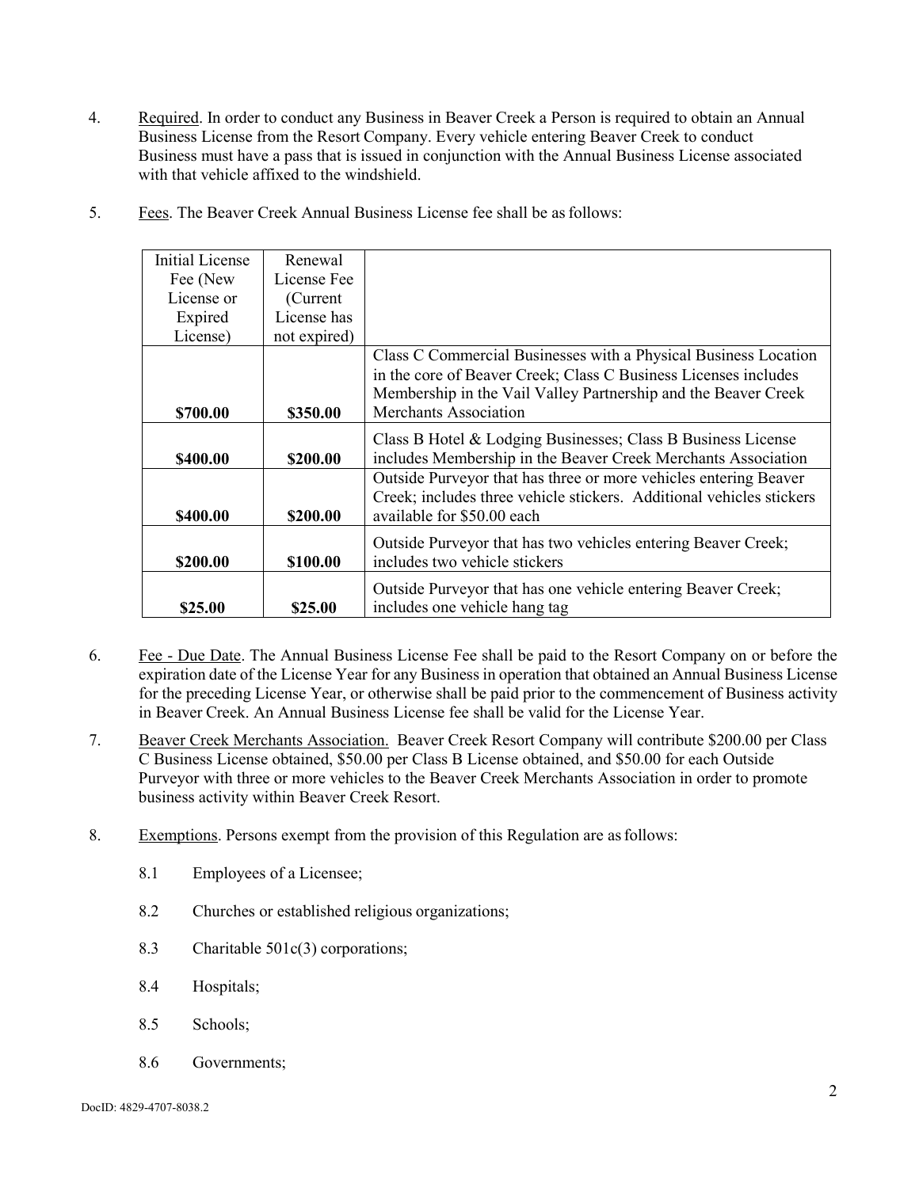4. Required. In order to conduct any Business in Beaver Creek a Person is required to obtain an Annual Business License from the Resort Company. Every vehicle entering Beaver Creek to conduct Business must have a pass that is issued in conjunction with the Annual Business License associated with that vehicle affixed to the windshield.

5. Fees. The Beaver Creek Annual Business License fee shall be as follows:

| Initial License Fee (New License or Expired License) | Renewal License Fee (Current License has not expired) | |
|---|---|---|
| **$700.00** | **$350.00** | Class C Commercial Businesses with a Physical Business Location in the core of Beaver Creek; Class C Business Licenses includes Membership in the Vail Valley Partnership and the Beaver Creek Merchants Association |
| **$400.00** | **$200.00** | Class B Hotel & Lodging Businesses; Class B Business License includes Membership in the Beaver Creek Merchants Association |
| **$400.00** | **$200.00** | Outside Purveyor that has three or more vehicles entering Beaver Creek; includes three vehicle stickers. Additional vehicles stickers available for $50.00 each |
| **$200.00** | **$100.00** | Outside Purveyor that has two vehicles entering Beaver Creek; includes two vehicle stickers |
| **$25.00** | **$25.00** | Outside Purveyor that has one vehicle entering Beaver Creek; includes one vehicle hang tag |

6. Fee - Due Date. The Annual Business License Fee shall be paid to the Resort Company on or before the expiration date of the License Year for any Business in operation that obtained an Annual Business License for the preceding License Year, or otherwise shall be paid prior to the commencement of Business activity in Beaver Creek. An Annual Business License fee shall be valid for the License Year.

7. Beaver Creek Merchants Association. Beaver Creek Resort Company will contribute $200.00 per Class C Business License obtained, $50.00 per Class B License obtained, and $50.00 for each Outside Purveyor with three or more vehicles to the Beaver Creek Merchants Association in order to promote business activity within Beaver Creek Resort.

8. Exemptions. Persons exempt from the provision of this Regulation are as follows:

   8.1 Employees of a Licensee;

   8.2 Churches or established religious organizations;

   8.3 Charitable 501c(3) corporations;

   8.4 Hospitals;

   8.5 Schools;

   8.6 Governments;

DocID: 4829-4707-8038.2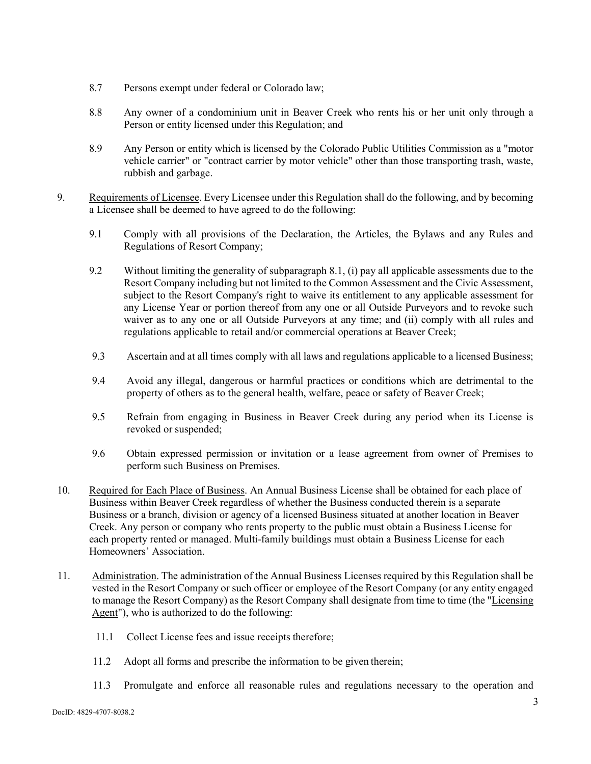8.7 Persons exempt under federal or Colorado law;

8.8 Any owner of a condominium unit in Beaver Creek who rents his or her unit only through a Person or entity licensed under this Regulation; and

8.9 Any Person or entity which is licensed by the Colorado Public Utilities Commission as a "motor vehicle carrier" or "contract carrier by motor vehicle" other than those transporting trash, waste, rubbish and garbage.

9. Requirements of Licensee. Every Licensee under this Regulation shall do the following, and by becoming a Licensee shall be deemed to have agreed to do the following:

9.1 Comply with all provisions of the Declaration, the Articles, the Bylaws and any Rules and Regulations of Resort Company;

9.2 Without limiting the generality of subparagraph 8.1, (i) pay all applicable assessments due to the Resort Company including but not limited to the Common Assessment and the Civic Assessment, subject to the Resort Company's right to waive its entitlement to any applicable assessment for any License Year or portion thereof from any one or all Outside Purveyors and to revoke such waiver as to any one or all Outside Purveyors at any time; and (ii) comply with all rules and regulations applicable to retail and/or commercial operations at Beaver Creek;

9.3 Ascertain and at all times comply with all laws and regulations applicable to a licensed Business;

9.4 Avoid any illegal, dangerous or harmful practices or conditions which are detrimental to the property of others as to the general health, welfare, peace or safety of Beaver Creek;

9.5 Refrain from engaging in Business in Beaver Creek during any period when its License is revoked or suspended;

9.6 Obtain expressed permission or invitation or a lease agreement from owner of Premises to perform such Business on Premises.

10. Required for Each Place of Business. An Annual Business License shall be obtained for each place of Business within Beaver Creek regardless of whether the Business conducted therein is a separate Business or a branch, division or agency of a licensed Business situated at another location in Beaver Creek. Any person or company who rents property to the public must obtain a Business License for each property rented or managed. Multi-family buildings must obtain a Business License for each Homeowners' Association.

11. Administration. The administration of the Annual Business Licenses required by this Regulation shall be vested in the Resort Company or such officer or employee of the Resort Company (or any entity engaged to manage the Resort Company) as the Resort Company shall designate from time to time (the "Licensing Agent"), who is authorized to do the following:

11.1 Collect License fees and issue receipts therefore;

11.2 Adopt all forms and prescribe the information to be given therein;

11.3 Promulgate and enforce all reasonable rules and regulations necessary to the operation and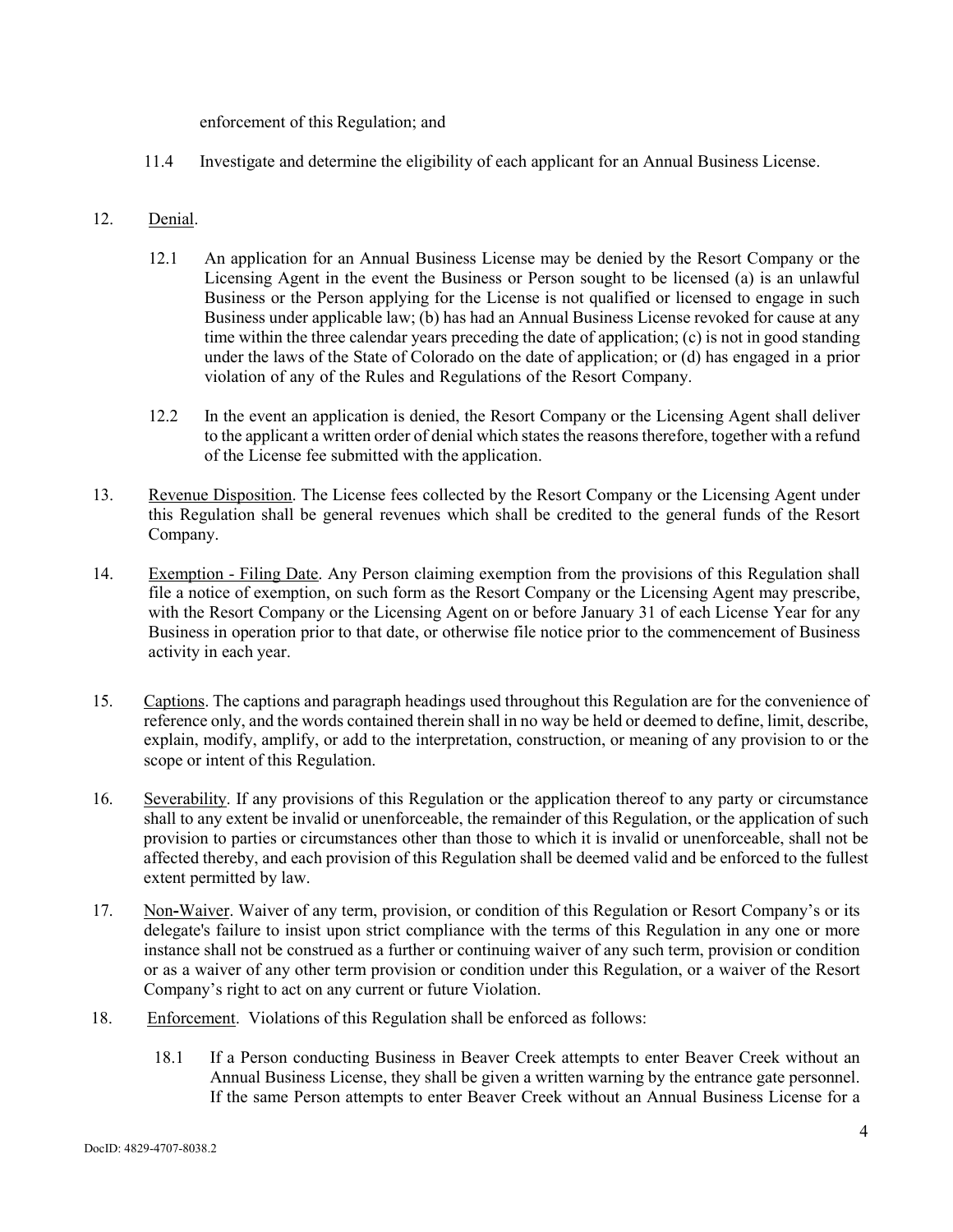enforcement of this Regulation; and

11.4 Investigate and determine the eligibility of each applicant for an Annual Business License.

12. Denial.

12.1 An application for an Annual Business License may be denied by the Resort Company or the Licensing Agent in the event the Business or Person sought to be licensed (a) is an unlawful Business or the Person applying for the License is not qualified or licensed to engage in such Business under applicable law; (b) has had an Annual Business License revoked for cause at any time within the three calendar years preceding the date of application; (c) is not in good standing under the laws of the State of Colorado on the date of application; or (d) has engaged in a prior violation of any of the Rules and Regulations of the Resort Company.

12.2 In the event an application is denied, the Resort Company or the Licensing Agent shall deliver to the applicant a written order of denial which states the reasons therefore, together with a refund of the License fee submitted with the application.

13. Revenue Disposition. The License fees collected by the Resort Company or the Licensing Agent under this Regulation shall be general revenues which shall be credited to the general funds of the Resort Company.

14. Exemption - Filing Date. Any Person claiming exemption from the provisions of this Regulation shall file a notice of exemption, on such form as the Resort Company or the Licensing Agent may prescribe, with the Resort Company or the Licensing Agent on or before January 31 of each License Year for any Business in operation prior to that date, or otherwise file notice prior to the commencement of Business activity in each year.

15. Captions. The captions and paragraph headings used throughout this Regulation are for the convenience of reference only, and the words contained therein shall in no way be held or deemed to define, limit, describe, explain, modify, amplify, or add to the interpretation, construction, or meaning of any provision to or the scope or intent of this Regulation.

16. Severability. If any provisions of this Regulation or the application thereof to any party or circumstance shall to any extent be invalid or unenforceable, the remainder of this Regulation, or the application of such provision to parties or circumstances other than those to which it is invalid or unenforceable, shall not be affected thereby, and each provision of this Regulation shall be deemed valid and be enforced to the fullest extent permitted by law.

17. Non-Waiver. Waiver of any term, provision, or condition of this Regulation or Resort Company's or its delegate's failure to insist upon strict compliance with the terms of this Regulation in any one or more instance shall not be construed as a further or continuing waiver of any such term, provision or condition or as a waiver of any other term provision or condition under this Regulation, or a waiver of the Resort Company's right to act on any current or future Violation.

18. Enforcement. Violations of this Regulation shall be enforced as follows:

18.1 If a Person conducting Business in Beaver Creek attempts to enter Beaver Creek without an Annual Business License, they shall be given a written warning by the entrance gate personnel. If the same Person attempts to enter Beaver Creek without an Annual Business License for a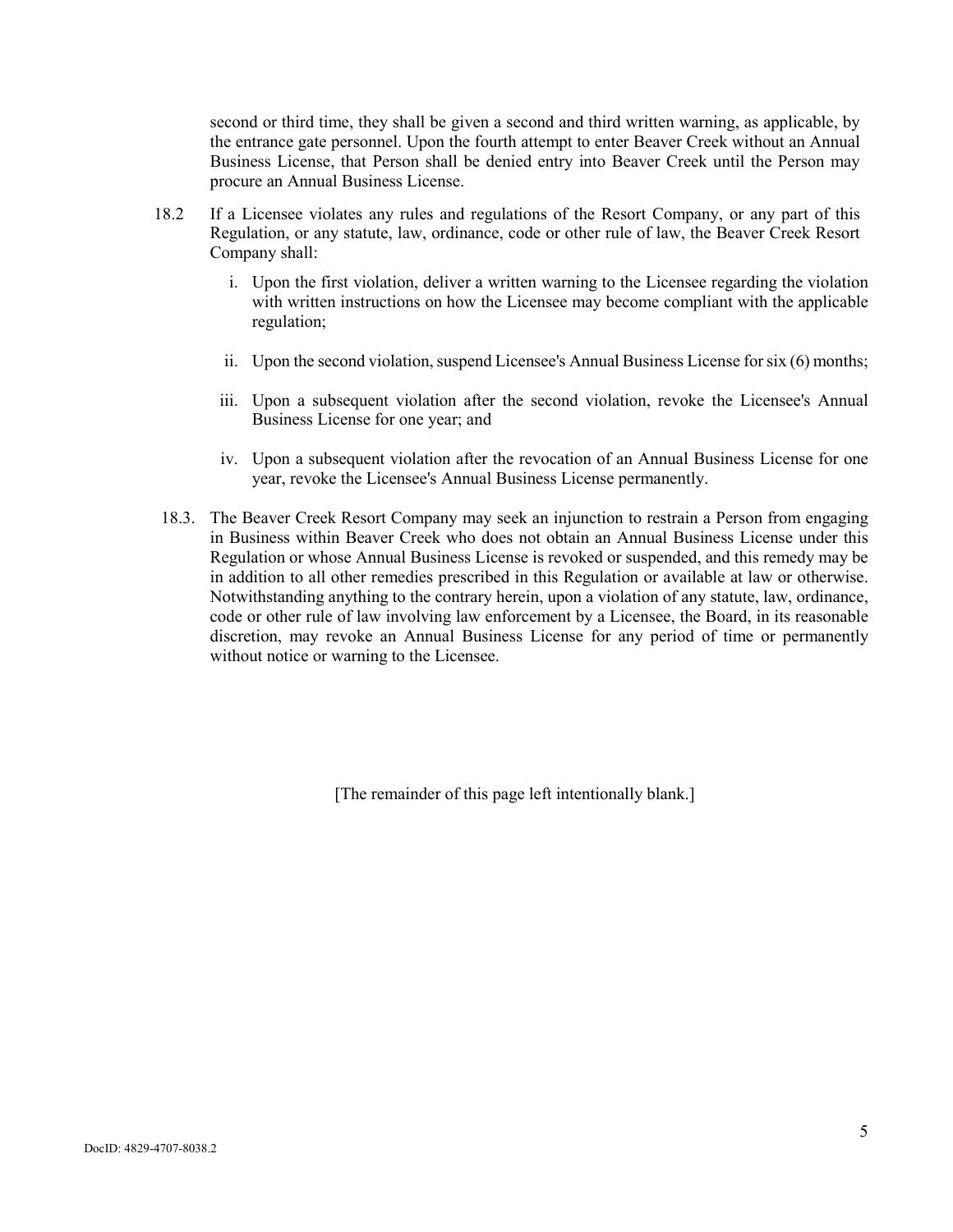second or third time, they shall be given a second and third written warning, as applicable, by the entrance gate personnel. Upon the fourth attempt to enter Beaver Creek without an Annual Business License, that Person shall be denied entry into Beaver Creek until the Person may procure an Annual Business License.

18.2 If a Licensee violates any rules and regulations of the Resort Company, or any part of this Regulation, or any statute, law, ordinance, code or other rule of law, the Beaver Creek Resort Company shall:

i. Upon the first violation, deliver a written warning to the Licensee regarding the violation with written instructions on how the Licensee may become compliant with the applicable regulation;

ii. Upon the second violation, suspend Licensee's Annual Business License for six (6) months;

iii. Upon a subsequent violation after the second violation, revoke the Licensee's Annual Business License for one year; and

iv. Upon a subsequent violation after the revocation of an Annual Business License for one year, revoke the Licensee's Annual Business License permanently.

18.3. The Beaver Creek Resort Company may seek an injunction to restrain a Person from engaging in Business within Beaver Creek who does not obtain an Annual Business License under this Regulation or whose Annual Business License is revoked or suspended, and this remedy may be in addition to all other remedies prescribed in this Regulation or available at law or otherwise. Notwithstanding anything to the contrary herein, upon a violation of any statute, law, ordinance, code or other rule of law involving law enforcement by a Licensee, the Board, in its reasonable discretion, may revoke an Annual Business License for any period of time or permanently without notice or warning to the Licensee.

[The remainder of this page left intentionally blank.]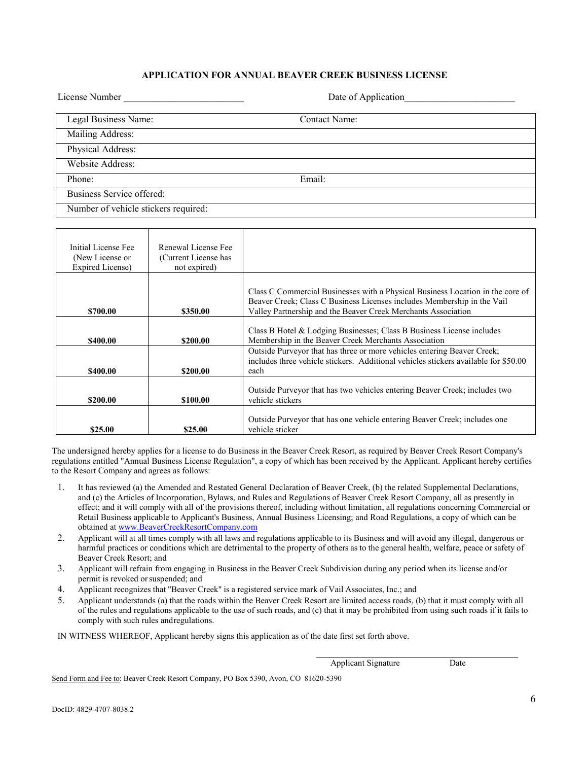**APPLICATION FOR ANNUAL BEAVER CREEK BUSINESS LICENSE**

License Number ________________________ Date of Application______________________

| | |
|---|---|
| Legal Business Name: | Contact Name: |
| Mailing Address: | |
| Physical Address: | |
| Website Address: | |
| Phone: | Email: |
| Business Service offered: | |
| Number of vehicle stickers required: | |

| Initial License Fee (New License or Expired License) | Renewal License Fee (Current License has not expired) | |
|---|---|---|
| **$700.00** | **$350.00** | Class C Commercial Businesses with a Physical Business Location in the core of Beaver Creek; Class C Business Licenses includes Membership in the Vail Valley Partnership and the Beaver Creek Merchants Association |
| **$400.00** | **$200.00** | Class B Hotel & Lodging Businesses; Class B Business License includes Membership in the Beaver Creek Merchants Association |
| **$400.00** | **$200.00** | Outside Purveyor that has three or more vehicles entering Beaver Creek; includes three vehicle stickers. Additional vehicles stickers available for $50.00 each |
| **$200.00** | **$100.00** | Outside Purveyor that has two vehicles entering Beaver Creek; includes two vehicle stickers |
| **$25.00** | **$25.00** | Outside Purveyor that has one vehicle entering Beaver Creek; includes one vehicle sticker |

The undersigned hereby applies for a license to do Business in the Beaver Creek Resort, as required by Beaver Creek Resort Company's regulations entitled "Annual Business License Regulation", a copy of which has been received by the Applicant. Applicant hereby certifies to the Resort Company and agrees as follows:

1. It has reviewed (a) the Amended and Restated General Declaration of Beaver Creek, (b) the related Supplemental Declarations, and (c) the Articles of Incorporation, Bylaws, and Rules and Regulations of Beaver Creek Resort Company, all as presently in effect; and it will comply with all of the provisions thereof, including without limitation, all regulations concerning Commercial or Retail Business applicable to Applicant's Business, Annual Business Licensing; and Road Regulations, a copy of which can be obtained at www.BeaverCreekResortCompany.com
2. Applicant will at all times comply with all laws and regulations applicable to its Business and will avoid any illegal, dangerous or harmful practices or conditions which are detrimental to the property of others as to the general health, welfare, peace or safety of Beaver Creek Resort; and
3. Applicant will refrain from engaging in Business in the Beaver Creek Subdivision during any period when its license and/or permit is revoked or suspended; and
4. Applicant recognizes that "Beaver Creek" is a registered service mark of Vail Associates, Inc.; and
5. Applicant understands (a) that the roads within the Beaver Creek Resort are limited access roads, (b) that it must comply with all of the rules and regulations applicable to the use of such roads, and (c) that it may be prohibited from using such roads if it fails to comply with such rules and regulations.

IN WITNESS WHEREOF, Applicant hereby signs this application as of the date first set forth above.

\_\_\_\_\_\_\_\_\_\_\_\_\_\_\_\_\_\_\_\_\_\_\_\_\_\_\_\_\_\_\_\_\_\_\_\_\_\_\_\_

Applicant Signature Date

Send Form and Fee to: Beaver Creek Resort Company, PO Box 5390, Avon, CO 81620-5390

DocID: 4829-4707-8038.2